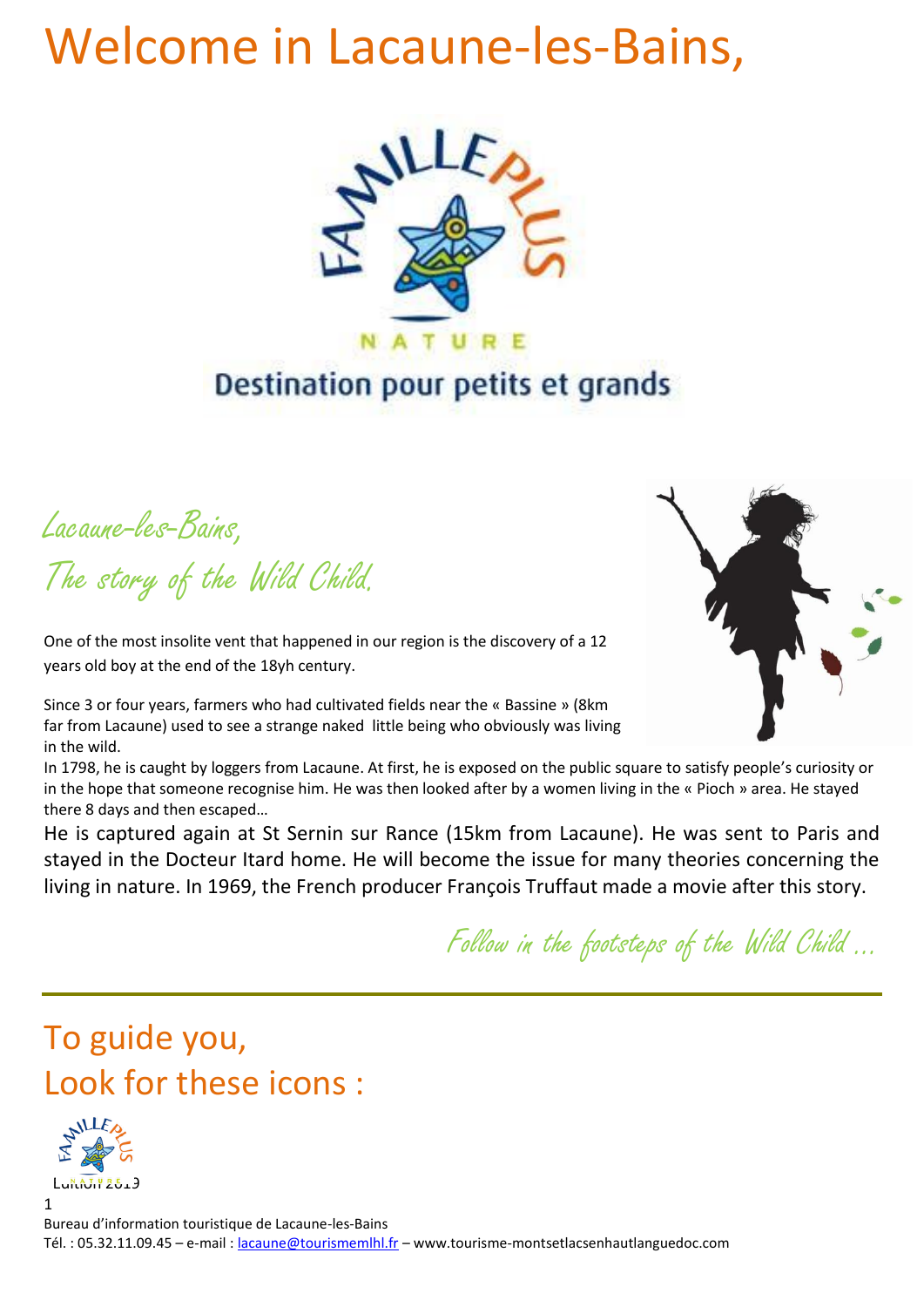# Welcome in Lacaune-les-Bains,

NATURE

Destination pour petits et grands

## *Lacaune-les-Bains,*

## *The story of the Wild Child.*

One of the most insolite vent that happened in our region is the discovery of a 12 years old boy at the end of the 18yh century.

Since 3 or four years, farmers who had cultivated fields near the « Bassine » (8km far from Lacaune) used to see a strange naked little being who obviously was living in the wild.

In 1798, he is caught by loggers from Lacaune. At first, he is exposed on the public square to satisfy people's curiosity or in the hope that someone recognise him. He was then looked after by a women living in the « Pioch » area. He stayed there 8 days and then escaped…

He is captured again at St Sernin sur Rance (15km from Lacaune). He was sent to Paris and stayed in the Docteur Itard home. He will become the issue for many theories concerning the living in nature. In 1969, the French producer François Truffaut made a movie after this story.

*Follow in the footsteps of the Wild Child …*

---

## To guide you,
## Look for these icons :

Edition 2019

Bureau d'information touristique de Lacaune-les-Bains

Tél. : 05.32.11.09.45 – e-mail : lacaune@tourismemlhl.fr – www.tourisme-montsetlacsenhautlanguedoc.com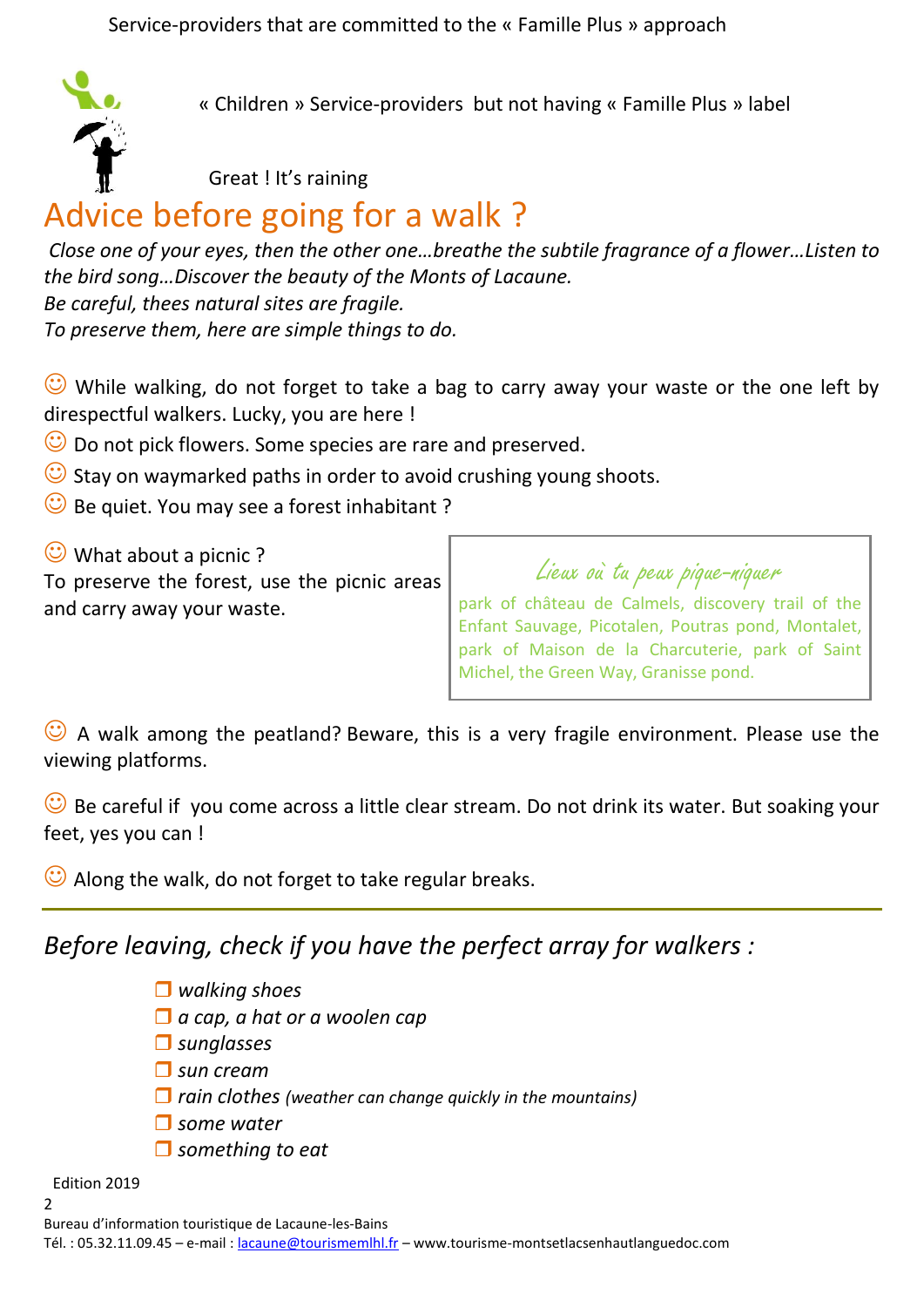Service-providers that are committed to the « Famille Plus » approach

« Children » Service-providers but not having « Famille Plus » label

Great ! It's raining

# Advice before going for a walk ?

*Close one of your eyes, then the other one…breathe the subtile fragrance of a flower…Listen to the bird song…Discover the beauty of the Monts of Lacaune.*
*Be careful, thees natural sites are fragile.*
*To preserve them, here are simple things to do.*

☺ While walking, do not forget to take a bag to carry away your waste or the one left by direspectful walkers. Lucky, you are here !

☺ Do not pick flowers. Some species are rare and preserved.

☺ Stay on waymarked paths in order to avoid crushing young shoots.

☺ Be quiet. You may see a forest inhabitant ?

☺ What about a picnic ?
To preserve the forest, use the picnic areas and carry away your waste.

> *Lieux où tu peux pique-niquer*
> park of château de Calmels, discovery trail of the Enfant Sauvage, Picotalen, Poutras pond, Montalet, park of Maison de la Charcuterie, park of Saint Michel, the Green Way, Granisse pond.

☺ A walk among the peatland? Beware, this is a very fragile environment. Please use the viewing platforms.

☺ Be careful if you come across a little clear stream. Do not drink its water. But soaking your feet, yes you can !

☺ Along the walk, do not forget to take regular breaks.

---

## *Before leaving, check if you have the perfect array for walkers :*

- ❒ *walking shoes*
- ❒ *a cap, a hat or a woolen cap*
- ❒ *sunglasses*
- ❒ *sun cream*
- ❒ *rain clothes (weather can change quickly in the mountains)*
- ❒ *some water*
- ❒ *something to eat*

Edition 2019

Bureau d'information touristique de Lacaune-les-Bains
Tél. : 05.32.11.09.45 – e-mail : lacaune@tourismemlhl.fr – www.tourisme-montsetlacsenhautlanguedoc.com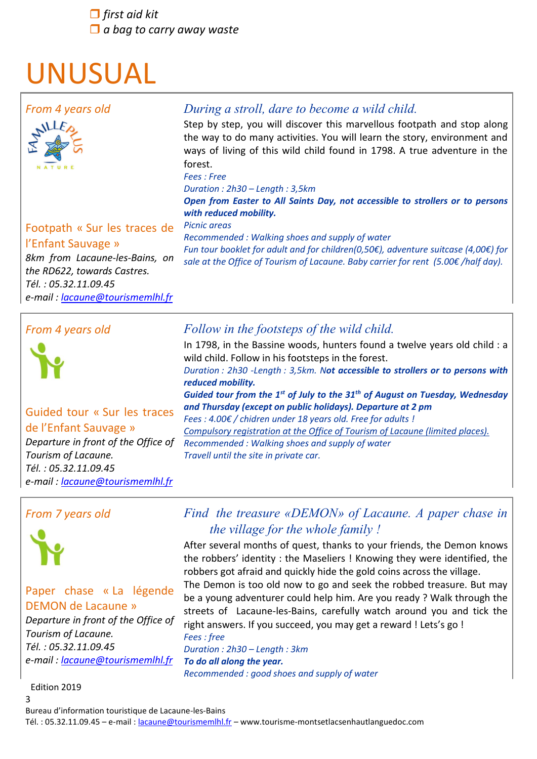- ❒ *first aid kit*
- ❒ *a bag to carry away waste*

# UNUSUAL

*From 4 years old*

FAMILLE PLUS NATURE

Footpath « Sur les traces de l'Enfant Sauvage »

*8km from Lacaune-les-Bains, on the RD622, towards Castres.*
*Tél. : 05.32.11.09.45*
*e-mail : lacaune@tourismemlhl.fr*

## *During a stroll, dare to become a wild child.*

Step by step, you will discover this marvellous footpath and stop along the way to do many activities. You will learn the story, environment and ways of living of this wild child found in 1798. A true adventure in the forest.

*Fees : Free*
*Duration : 2h30 – Length : 3,5km*
***Open from Easter to All Saints Day, not accessible to strollers or to persons with reduced mobility.***
*Picnic areas*
*Recommended : Walking shoes and supply of water*
*Fun tour booklet for adult and for children(0,50€), adventure suitcase (4,00€) for sale at the Office of Tourism of Lacaune. Baby carrier for rent (5.00€ /half day).*

---

*From 4 years old*

Guided tour « Sur les traces de l'Enfant Sauvage »

*Departure in front of the Office of Tourism of Lacaune.*
*Tél. : 05.32.11.09.45*
*e-mail : lacaune@tourismemlhl.fr*

## *Follow in the footsteps of the wild child.*

In 1798, in the Bassine woods, hunters found a twelve years old child : a wild child. Follow in his footsteps in the forest.

*Duration : 2h30 -Length : 3,5km.* ***Not accessible to strollers or to persons with reduced mobility.***
***Guided tour from the 1st of July to the 31th of August on Tuesday, Wednesday and Thursday (except on public holidays). Departure at 2 pm***
*Fees : 4.00€ / chidren under 18 years old. Free for adults !*
*Compulsory registration at the Office of Tourism of Lacaune (limited places).*
*Recommended : Walking shoes and supply of water*
*Travell until the site in private car.*

---

*From 7 years old*

Paper chase « La légende DEMON de Lacaune »

*Departure in front of the Office of Tourism of Lacaune.*
*Tél. : 05.32.11.09.45*
*e-mail : lacaune@tourismemlhl.fr*

## *Find the treasure «DEMON» of Lacaune. A paper chase in the village for the whole family !*

After several months of quest, thanks to your friends, the Demon knows the robbers' identity : the Maseliers ! Knowing they were identified, the robbers got afraid and quickly hide the gold coins across the village.
The Demon is too old now to go and seek the robbed treasure. But may be a young adventurer could help him. Are you ready ? Walk through the streets of Lacaune-les-Bains, carefully watch around you and tick the right answers. If you succeed, you may get a reward ! Lets's go !

*Fees : free*
*Duration : 2h30 – Length : 3km*
***To do all along the year.***
*Recommended : good shoes and supply of water*

Edition 2019

Bureau d'information touristique de Lacaune-les-Bains
Tél. : 05.32.11.09.45 – e-mail : lacaune@tourismemlhl.fr – www.tourisme-montsetlacsenhautlanguedoc.com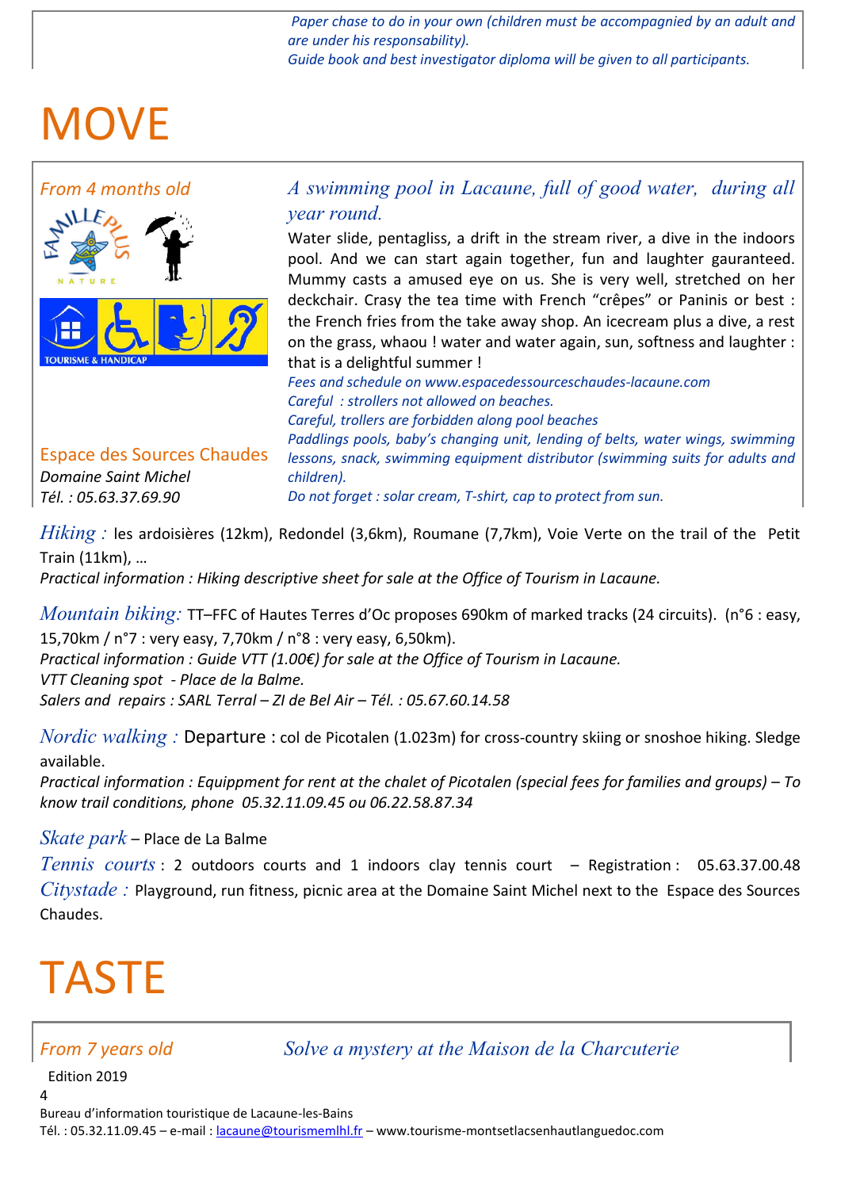*Paper chase to do in your own (children must be accompagnied by an adult and are under his responsability).*
*Guide book and best investigator diploma will be given to all participants.*

# MOVE

*From 4 months old*

TOURISME & HANDICAP

Espace des Sources Chaudes
*Domaine Saint Michel*
*Tél. : 05.63.37.69.90*

*A swimming pool in Lacaune, full of good water, during all year round.*

Water slide, pentagliss, a drift in the stream river, a dive in the indoors pool. And we can start again together, fun and laughter gauranteed. Mummy casts a amused eye on us. She is very well, stretched on her deckchair. Crasy the tea time with French "crêpes" or Paninis or best : the French fries from the take away shop. An icecream plus a dive, a rest on the grass, whaou ! water and water again, sun, softness and laughter : that is a delightful summer !

*Fees and schedule on www.espacedessourceschaudes-lacaune.com*
*Careful : strollers not allowed on beaches.*
*Careful, trollers are forbidden along pool beaches*
*Paddlings pools, baby's changing unit, lending of belts, water wings, swimming lessons, snack, swimming equipment distributor (swimming suits for adults and children).*
*Do not forget : solar cream, T-shirt, cap to protect from sun.*

*Hiking :* les ardoisières (12km), Redondel (3,6km), Roumane (7,7km), Voie Verte on the trail of the Petit Train (11km), …
*Practical information : Hiking descriptive sheet for sale at the Office of Tourism in Lacaune.*

*Mountain biking:* TT–FFC of Hautes Terres d'Oc proposes 690km of marked tracks (24 circuits). (n°6 : easy, 15,70km / n°7 : very easy, 7,70km / n°8 : very easy, 6,50km).
*Practical information : Guide VTT (1.00€) for sale at the Office of Tourism in Lacaune.*
*VTT Cleaning spot - Place de la Balme.*
*Salers and repairs : SARL Terral – ZI de Bel Air – Tél. : 05.67.60.14.58*

*Nordic walking :* Departure : col de Picotalen (1.023m) for cross-country skiing or snoshoe hiking. Sledge available.
*Practical information : Equippment for rent at the chalet of Picotalen (special fees for families and groups) – To know trail conditions, phone 05.32.11.09.45 ou 06.22.58.87.34*

*Skate park* – Place de La Balme
*Tennis courts* : 2 outdoors courts and 1 indoors clay tennis court – Registration : 05.63.37.00.48
*Citystade :* Playground, run fitness, picnic area at the Domaine Saint Michel next to the Espace des Sources Chaudes.

# TASTE

*From 7 years old*

*Solve a mystery at the Maison de la Charcuterie*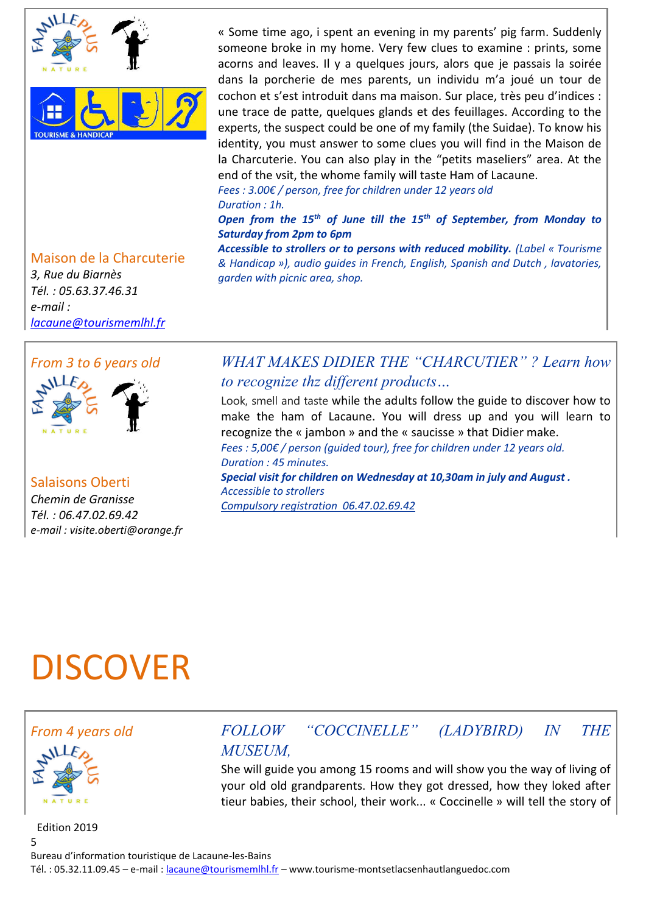« Some time ago, i spent an evening in my parents' pig farm. Suddenly someone broke in my home. Very few clues to examine : prints, some acorns and leaves. Il y a quelques jours, alors que je passais la soirée dans la porcherie de mes parents, un individu m'a joué un tour de cochon et s'est introduit dans ma maison. Sur place, très peu d'indices : une trace de patte, quelques glands et des feuillages. According to the experts, the suspect could be one of my family (the Suidae). To know his identity, you must answer to some clues you will find in the Maison de la Charcuterie. You can also play in the "petits maseliers" area. At the end of the vsit, the whome family will taste Ham of Lacaune.

*Fees : 3.00€ / person, free for children under 12 years old*

*Duration : 1h.*

***Open from the 15th of June till the 15th of September, from Monday to Saturday from 2pm to 6pm***

***Accessible to strollers or to persons with reduced mobility.*** *(Label « Tourisme & Handicap »), audio guides in French, English, Spanish and Dutch , lavatories, garden with picnic area, shop.*

Maison de la Charcuterie

*3, Rue du Biarnès*

*Tél. : 05.63.37.46.31*

*e-mail : lacaune@tourismemlhl.fr*

---

*From 3 to 6 years old*

## *WHAT MAKES DIDIER THE "CHARCUTIER" ? Learn how to recognize thz different products…*

Look, smell and taste while the adults follow the guide to discover how to make the ham of Lacaune. You will dress up and you will learn to recognize the « jambon » and the « saucisse » that Didier make.

*Fees : 5,00€ / person (guided tour), free for children under 12 years old.*

*Duration : 45 minutes.*

***Special visit for children on Wednesday at 10,30am in july and August .***

*Accessible to strollers*

*Compulsory registration 06.47.02.69.42*

Salaisons Oberti

*Chemin de Granisse*

*Tél. : 06.47.02.69.42*

*e-mail : visite.oberti@orange.fr*

# DISCOVER

*From 4 years old*

## *FOLLOW "COCCINELLE" (LADYBIRD) IN THE MUSEUM,*

She will guide you among 15 rooms and will show you the way of living of your old old grandparents. How they got dressed, how they loked after tieur babies, their school, their work... « Coccinelle » will tell the story of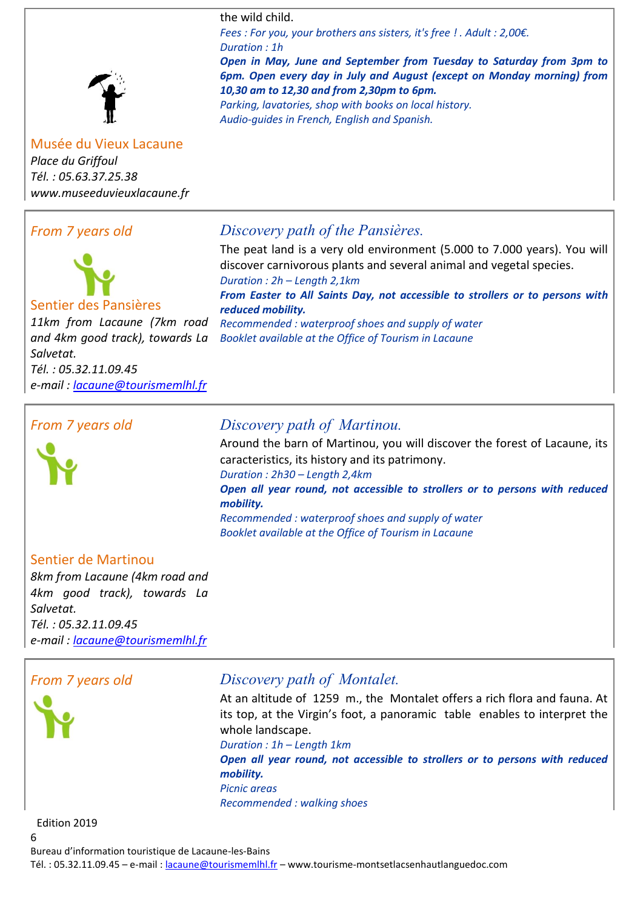the wild child.

*Fees : For you, your brothers ans sisters, it's free ! . Adult : 2,00€.*
*Duration : 1h*
***Open in May, June and September from Tuesday to Saturday from 3pm to 6pm. Open every day in July and August (except on Monday morning) from 10,30 am to 12,30 and from 2,30pm to 6pm.***
*Parking, lavatories, shop with books on local history.*
*Audio-guides in French, English and Spanish.*

Musée du Vieux Lacaune
*Place du Griffoul*
*Tél. : 05.63.37.25.38*
*www.museeduvieuxlacaune.fr*

---

*From 7 years old*

Sentier des Pansières
*11km from Lacaune (7km road and 4km good track), towards La Salvetat.*
*Tél. : 05.32.11.09.45*
*e-mail : lacaune@tourismemlhl.fr*

## *Discovery path of the Pansières.*

The peat land is a very old environment (5.000 to 7.000 years). You will discover carnivorous plants and several animal and vegetal species.

*Duration : 2h – Length 2,1km*
***From Easter to All Saints Day, not accessible to strollers or to persons with reduced mobility.***
*Recommended : waterproof shoes and supply of water*
*Booklet available at the Office of Tourism in Lacaune*

---

*From 7 years old*

Sentier de Martinou
*8km from Lacaune (4km road and 4km good track), towards La Salvetat.*
*Tél. : 05.32.11.09.45*
*e-mail : lacaune@tourismemlhl.fr*

## *Discovery path of Martinou.*

Around the barn of Martinou, you will discover the forest of Lacaune, its caracteristics, its history and its patrimony.

*Duration : 2h30 – Length 2,4km*
***Open all year round, not accessible to strollers or to persons with reduced mobility.***
*Recommended : waterproof shoes and supply of water*
*Booklet available at the Office of Tourism in Lacaune*

---

*From 7 years old*

## *Discovery path of Montalet.*

At an altitude of 1259 m., the Montalet offers a rich flora and fauna. At its top, at the Virgin's foot, a panoramic table enables to interpret the whole landscape.

*Duration : 1h – Length 1km*
***Open all year round, not accessible to strollers or to persons with reduced mobility.***
*Picnic areas*
*Recommended : walking shoes*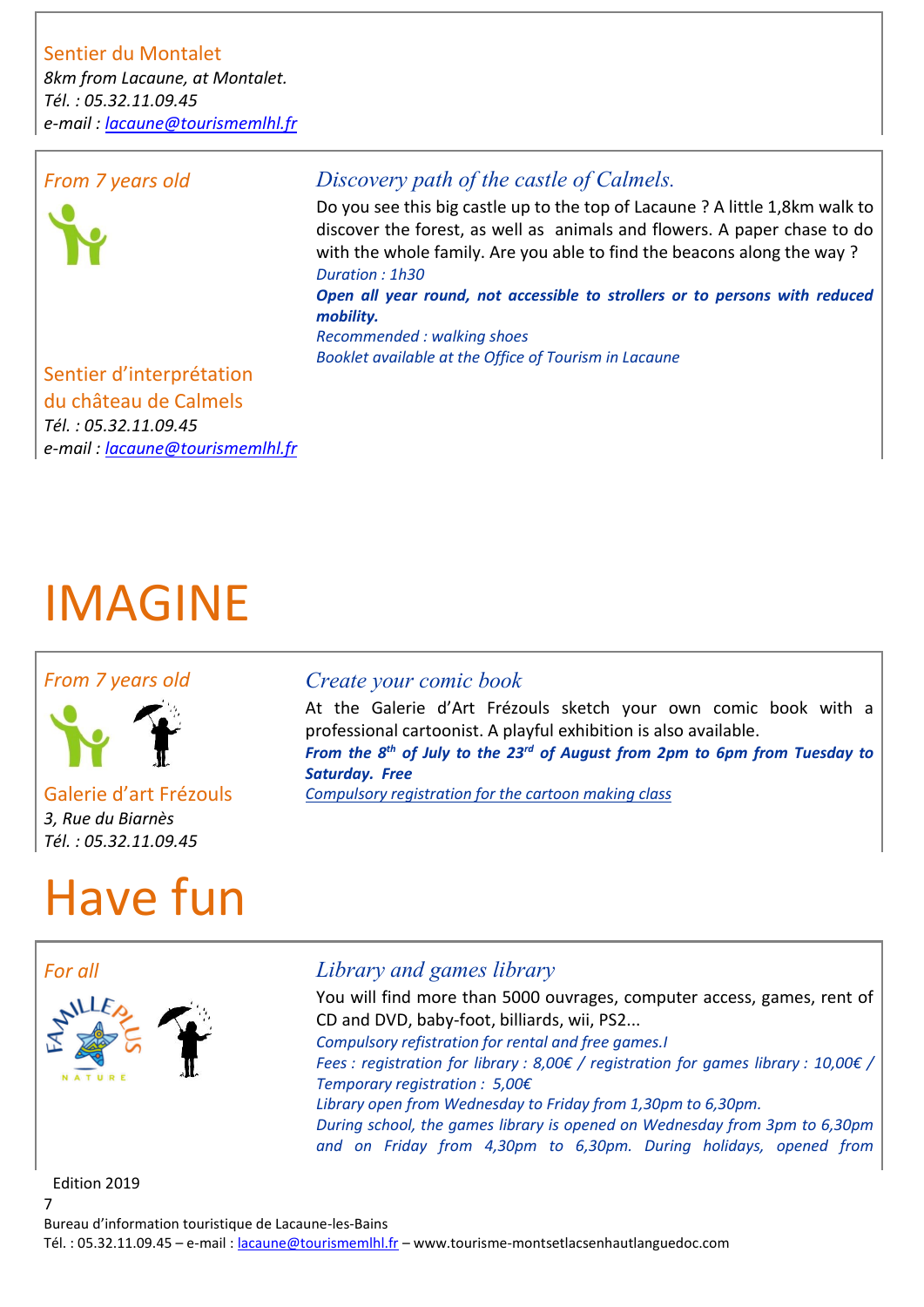Sentier du Montalet
*8km from Lacaune, at Montalet.*
*Tél. : 05.32.11.09.45*
*e-mail : lacaune@tourismemlhl.fr*

*From 7 years old*

### *Discovery path of the castle of Calmels.*

Do you see this big castle up to the top of Lacaune ? A little 1,8km walk to discover the forest, as well as animals and flowers. A paper chase to do with the whole family. Are you able to find the beacons along the way ?

*Duration : 1h30*
***Open all year round, not accessible to strollers or to persons with reduced mobility.***
*Recommended : walking shoes*
*Booklet available at the Office of Tourism in Lacaune*

Sentier d'interprétation du château de Calmels
*Tél. : 05.32.11.09.45*
*e-mail : lacaune@tourismemlhl.fr*

# IMAGINE

*From 7 years old*

### *Create your comic book*

At the Galerie d'Art Frézouls sketch your own comic book with a professional cartoonist. A playful exhibition is also available.

***From the 8th of July to the 23rd of August from 2pm to 6pm from Tuesday to Saturday. Free***
*Compulsory registration for the cartoon making class*

Galerie d'art Frézouls
*3, Rue du Biarnès*
*Tél. : 05.32.11.09.45*

# Have fun

*For all*

### *Library and games library*

You will find more than 5000 ouvrages, computer access, games, rent of CD and DVD, baby-foot, billiards, wii, PS2...

*Compulsory refistration for rental and free games.l*
*Fees : registration for library : 8,00€ / registration for games library : 10,00€ / Temporary registration : 5,00€*
*Library open from Wednesday to Friday from 1,30pm to 6,30pm.*
*During school, the games library is opened on Wednesday from 3pm to 6,30pm and on Friday from 4,30pm to 6,30pm. During holidays, opened from*

Edition 2019

Bureau d'information touristique de Lacaune-les-Bains
Tél. : 05.32.11.09.45 – e-mail : lacaune@tourismemlhl.fr – www.tourisme-montsetlacsenhautlanguedoc.com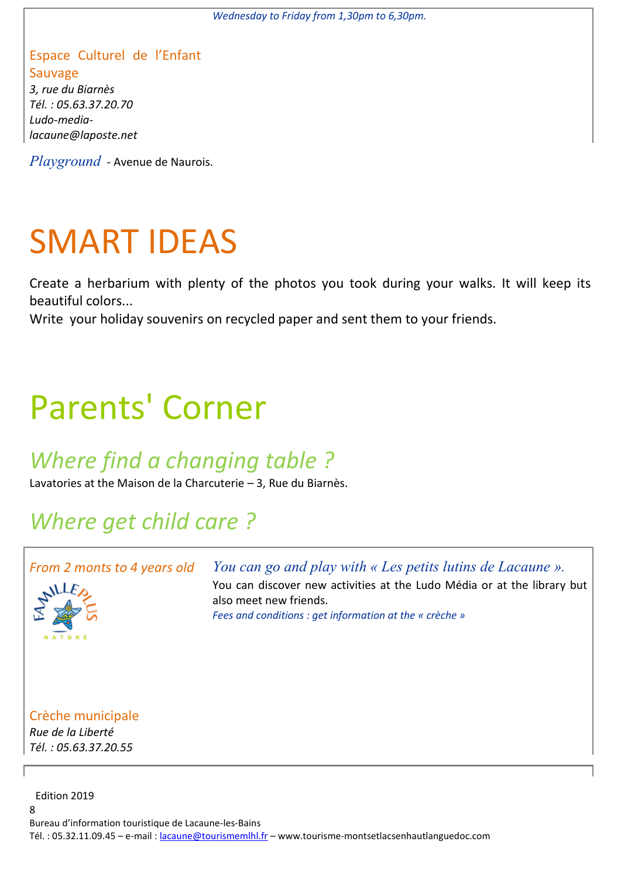*Wednesday to Friday from 1,30pm to 6,30pm.*

Espace Culturel de l'Enfant Sauvage
*3, rue du Biarnès*
*Tél. : 05.63.37.20.70*
*Ludo-media-lacaune@laposte.net*

*Playground* - Avenue de Naurois.

# SMART IDEAS

Create a herbarium with plenty of the photos you took during your walks. It will keep its beautiful colors...
Write your holiday souvenirs on recycled paper and sent them to your friends.

# Parents' Corner

## *Where find a changing table ?*

Lavatories at the Maison de la Charcuterie – 3, Rue du Biarnès.

## *Where get child care ?*

*From 2 monts to 4 years old*

*You can go and play with « Les petits lutins de Lacaune ».*

You can discover new activities at the Ludo Média or at the library but also meet new friends.
*Fees and conditions : get information at the « crèche »*

Crèche municipale
*Rue de la Liberté*
*Tél. : 05.63.37.20.55*

Edition 2019

Bureau d'information touristique de Lacaune-les-Bains
Tél. : 05.32.11.09.45 – e-mail : lacaune@tourismemlhl.fr – www.tourisme-montsetlacsenhautlanguedoc.com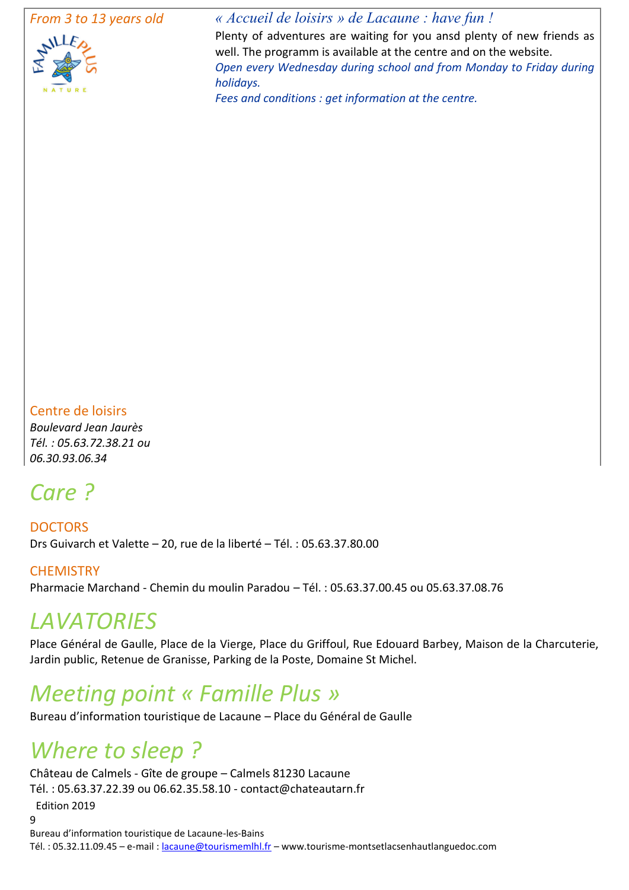*From 3 to 13 years old*

### *« Accueil de loisirs » de Lacaune : have fun !*

Plenty of adventures are waiting for you ansd plenty of new friends as well. The programm is available at the centre and on the website.

*Open every Wednesday during school and from Monday to Friday during holidays.*

*Fees and conditions : get information at the centre.*

Centre de loisirs

*Boulevard Jean Jaurès*
*Tél. : 05.63.72.38.21 ou 06.30.93.06.34*

# *Care ?*

DOCTORS

Drs Guivarch et Valette – 20, rue de la liberté – Tél. : 05.63.37.80.00

CHEMISTRY

Pharmacie Marchand - Chemin du moulin Paradou – Tél. : 05.63.37.00.45 ou 05.63.37.08.76

# *LAVATORIES*

Place Général de Gaulle, Place de la Vierge, Place du Griffoul, Rue Edouard Barbey, Maison de la Charcuterie, Jardin public, Retenue de Granisse, Parking de la Poste, Domaine St Michel.

# *Meeting point « Famille Plus »*

Bureau d'information touristique de Lacaune – Place du Général de Gaulle

# *Where to sleep ?*

Château de Calmels - Gîte de groupe – Calmels 81230 Lacaune
Tél. : 05.63.37.22.39 ou 06.62.35.58.10 - contact@chateautarn.fr

Edition 2019

Bureau d'information touristique de Lacaune-les-Bains
Tél. : 05.32.11.09.45 – e-mail : lacaune@tourismemlhl.fr – www.tourisme-montsetlacsenhautlanguedoc.com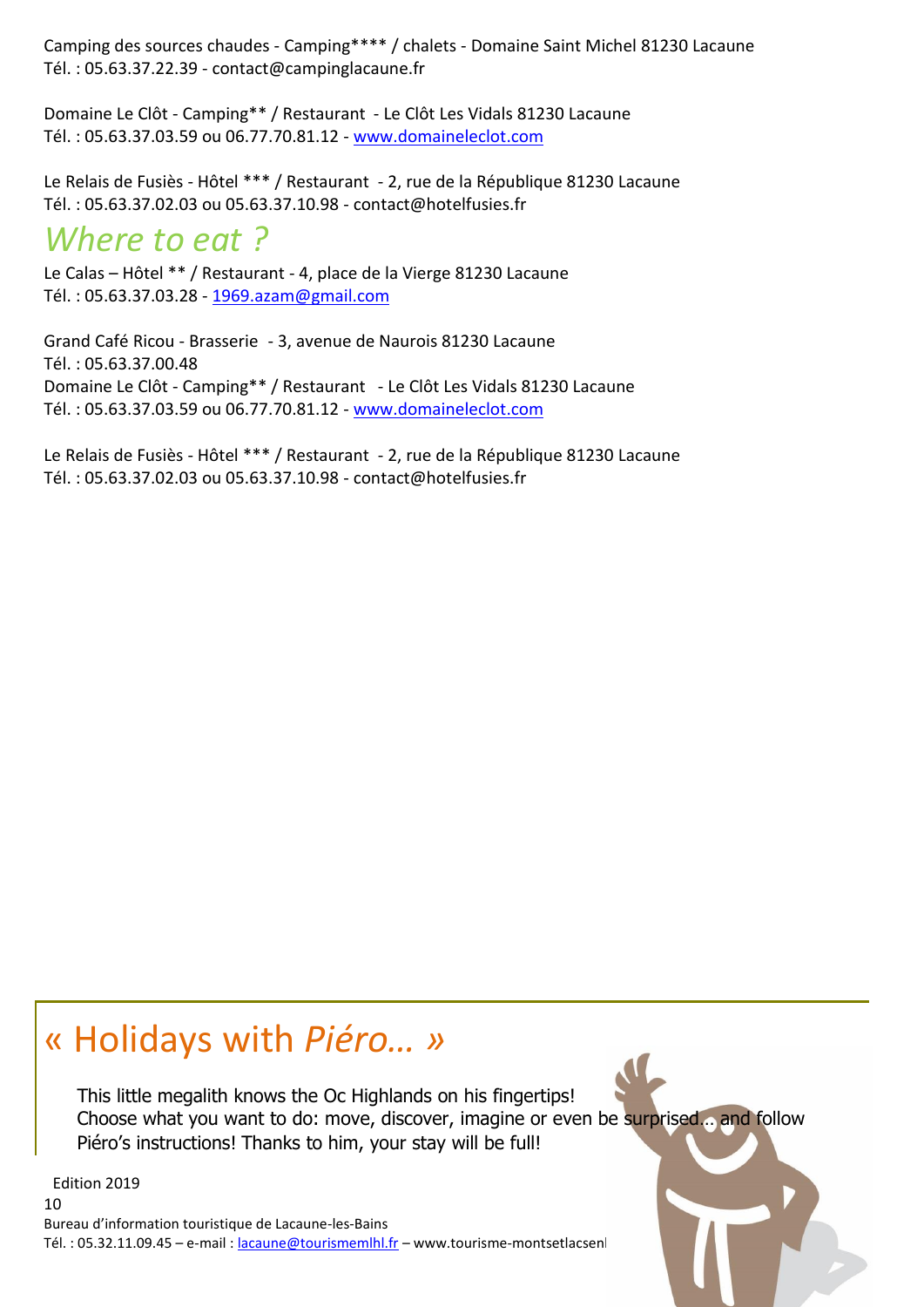Camping des sources chaudes - Camping**** / chalets - Domaine Saint Michel 81230 Lacaune
Tél. : 05.63.37.22.39 - contact@campinglacaune.fr

Domaine Le Clôt - Camping** / Restaurant - Le Clôt Les Vidals 81230 Lacaune
Tél. : 05.63.37.03.59 ou 06.77.70.81.12 - www.domaineleclot.com

Le Relais de Fusiès - Hôtel *** / Restaurant - 2, rue de la République 81230 Lacaune
Tél. : 05.63.37.02.03 ou 05.63.37.10.98 - contact@hotelfusies.fr

## *Where to eat ?*

Le Calas – Hôtel ** / Restaurant - 4, place de la Vierge 81230 Lacaune
Tél. : 05.63.37.03.28 - 1969.azam@gmail.com

Grand Café Ricou - Brasserie - 3, avenue de Naurois 81230 Lacaune
Tél. : 05.63.37.00.48
Domaine Le Clôt - Camping** / Restaurant - Le Clôt Les Vidals 81230 Lacaune
Tél. : 05.63.37.03.59 ou 06.77.70.81.12 - www.domaineleclot.com

Le Relais de Fusiès - Hôtel *** / Restaurant - 2, rue de la République 81230 Lacaune
Tél. : 05.63.37.02.03 ou 05.63.37.10.98 - contact@hotelfusies.fr

## « Holidays with *Piéro…* »

This little megalith knows the Oc Highlands on his fingertips!
Choose what you want to do: move, discover, imagine or even be surprised… and follow Piéro's instructions! Thanks to him, your stay will be full!

Edition 2019

Bureau d'information touristique de Lacaune-les-Bains
Tél. : 05.32.11.09.45 – e-mail : lacaune@tourismemlhl.fr – www.tourisme-montsetlacsenl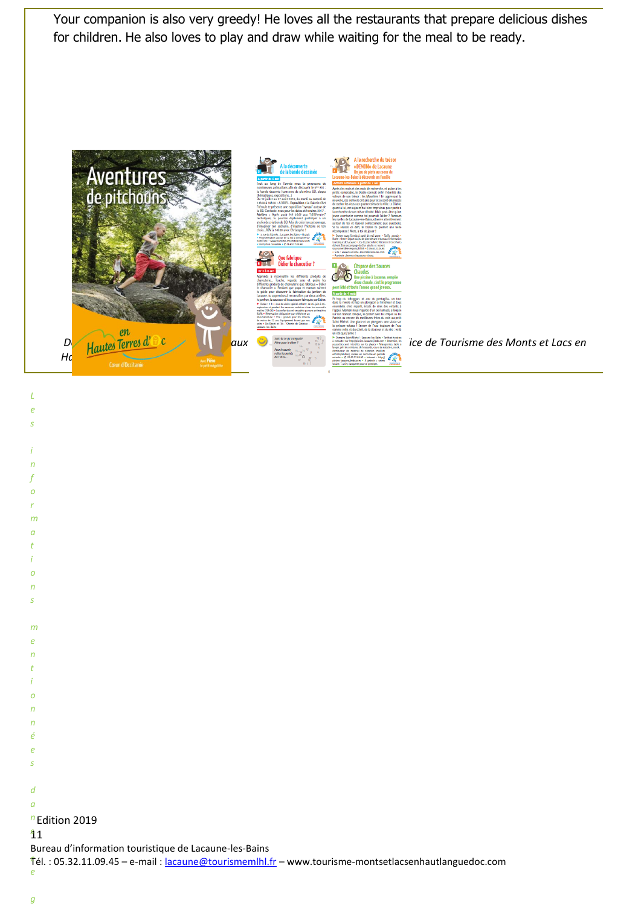Your companion is also very greedy! He loves all the restaurants that prepare delicious dishes for children. He also loves to play and draw while waiting for the meal to be ready.

*D... aux ... ice de Tourisme des Monts et Lacs en Ha...*

*Les informations mentionnées dans le g*

Edition 2019

Bureau d'information touristique de Lacaune-les-Bains

Tél. : 05.32.11.09.45 – e-mail : lacaune@tourismemlhl.fr – www.tourisme-montsetlacsenhautlanguedoc.com